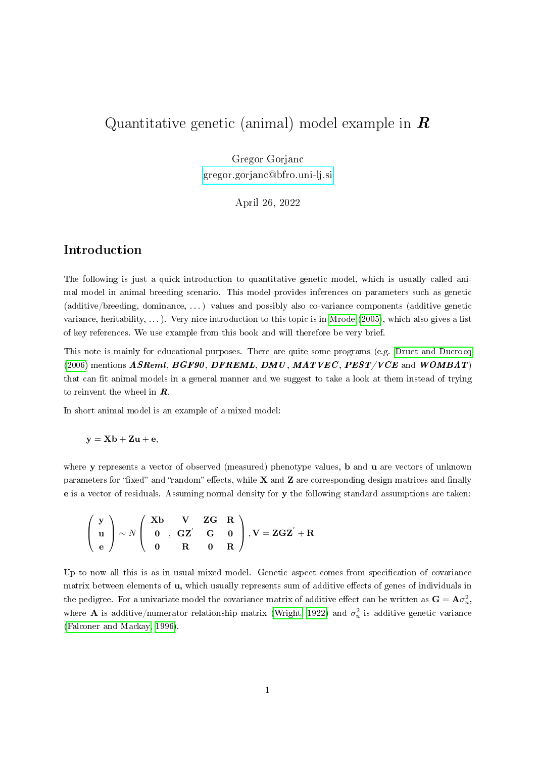# Quantitative genetic (animal) model example in *R*

Gregor Gorjanc
gregor.gorjanc@bfro.uni-lj.si

April 26, 2022

## Introduction

The following is just a quick introduction to quantitative genetic model, which is usually called animal model in animal breeding scenario. This model provides inferences on parameters such as genetic (additive/breeding, dominance, ...) values and possibly also co-variance components (additive genetic variance, heritability, ...). Very nice introduction to this topic is in Mrode (2005), which also gives a list of key references. We use example from this book and will therefore be very brief.

This note is mainly for educational purposes. There are quite some programs (e.g. Druet and Ducrocq (2006) mentions ***ASReml***, ***BGF90***, ***DFREML***, ***DMU***, ***MATVEC***, ***PEST/VCE*** and ***WOMBAT***) that can fit animal models in a general manner and we suggest to take a look at them instead of trying to reinvent the wheel in *R*.

In short animal model is an example of a mixed model:

$$\mathbf{y} = \mathbf{X}\mathbf{b} + \mathbf{Z}\mathbf{u} + \mathbf{e},$$

where $\mathbf{y}$ represents a vector of observed (measured) phenotype values, $\mathbf{b}$ and $\mathbf{u}$ are vectors of unknown parameters for "fixed" and "random" effects, while $\mathbf{X}$ and $\mathbf{Z}$ are corresponding design matrices and finally $\mathbf{e}$ is a vector of residuals. Assuming normal density for $\mathbf{y}$ the following standard assumptions are taken:

$$\begin{pmatrix} \mathbf{y} \\ \mathbf{u} \\ \mathbf{e} \end{pmatrix} \sim N \begin{pmatrix} \mathbf{X}\mathbf{b} & \mathbf{V} & \mathbf{Z}\mathbf{G} & \mathbf{R} \\ \mathbf{0} & , \mathbf{G}\mathbf{Z}^{'} & \mathbf{G} & \mathbf{0} \\ \mathbf{0} & \mathbf{R} & \mathbf{0} & \mathbf{R} \end{pmatrix}, \mathbf{V} = \mathbf{Z}\mathbf{G}\mathbf{Z}^{'} + \mathbf{R}$$

Up to now all this is as in usual mixed model. Genetic aspect comes from specification of covariance matrix between elements of $\mathbf{u}$, which usually represents sum of additive effects of genes of individuals in the pedigree. For a univariate model the covariance matrix of additive effect can be written as $\mathbf{G} = \mathbf{A}\sigma_u^2$, where $\mathbf{A}$ is additive/numerator relationship matrix (Wright, 1922) and $\sigma_u^2$ is additive genetic variance (Falconer and Mackay, 1996).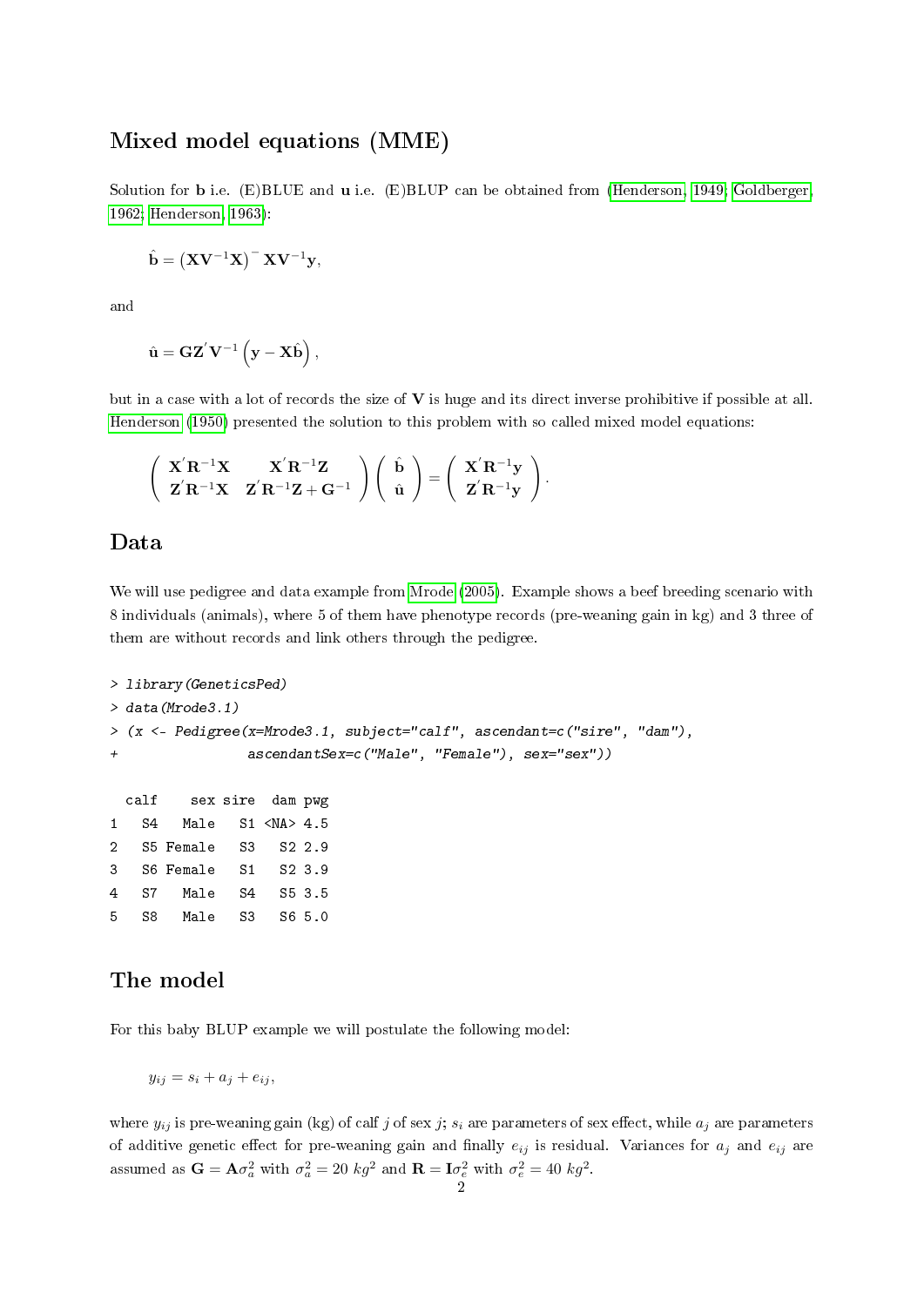## Mixed model equations (MME)

Solution for $\mathbf{b}$ i.e. (E)BLUE and $\mathbf{u}$ i.e. (E)BLUP can be obtained from (Henderson, 1949; Goldberger, 1962; Henderson, 1963):

$$\hat{\mathbf{b}} = \left(\mathbf{X}\mathbf{V}^{-1}\mathbf{X}\right)^{-}\mathbf{X}\mathbf{V}^{-1}\mathbf{y},$$

and

$$\hat{\mathbf{u}} = \mathbf{G}\mathbf{Z}^{'}\mathbf{V}^{-1}\left(\mathbf{y} - \mathbf{X}\hat{\mathbf{b}}\right),$$

but in a case with a lot of records the size of $\mathbf{V}$ is huge and its direct inverse prohibitive if possible at all. Henderson (1950) presented the solution to this problem with so called mixed model equations:

$$\begin{pmatrix} \mathbf{X}^{'}\mathbf{R}^{-1}\mathbf{X} & \mathbf{X}^{'}\mathbf{R}^{-1}\mathbf{Z} \\ \mathbf{Z}^{'}\mathbf{R}^{-1}\mathbf{X} & \mathbf{Z}^{'}\mathbf{R}^{-1}\mathbf{Z} + \mathbf{G}^{-1} \end{pmatrix} \begin{pmatrix} \hat{\mathbf{b}} \\ \hat{\mathbf{u}} \end{pmatrix} = \begin{pmatrix} \mathbf{X}^{'}\mathbf{R}^{-1}\mathbf{y} \\ \mathbf{Z}^{'}\mathbf{R}^{-1}\mathbf{y} \end{pmatrix}.$$

## Data

We will use pedigree and data example from Mrode (2005). Example shows a beef breeding scenario with 8 individuals (animals), where 5 of them have phenotype records (pre-weaning gain in kg) and 3 three of them are without records and link others through the pedigree.

```
> library(GeneticsPed)
> data(Mrode3.1)
> (x <- Pedigree(x=Mrode3.1, subject="calf", ascendant=c("sire", "dam"),
+                ascendantSex=c("Male", "Female"), sex="sex"))

  calf    sex sire  dam pwg
1   S4   Male   S1 <NA> 4.5
2   S5 Female   S3   S2 2.9
3   S6 Female   S1   S2 3.9
4   S7   Male   S4   S5 3.5
5   S8   Male   S3   S6 5.0
```

## The model

For this baby BLUP example we will postulate the following model:

$$y_{ij} = s_i + a_j + e_{ij},$$

where $y_{ij}$ is pre-weaning gain (kg) of calf $j$ of sex $j$; $s_i$ are parameters of sex effect, while $a_j$ are parameters of additive genetic effect for pre-weaning gain and finally $e_{ij}$ is residual. Variances for $a_j$ and $e_{ij}$ are assumed as $\mathbf{G} = \mathbf{A}\sigma_a^2$ with $\sigma_a^2 = 20\ kg^2$ and $\mathbf{R} = \mathbf{I}\sigma_e^2$ with $\sigma_e^2 = 40\ kg^2$.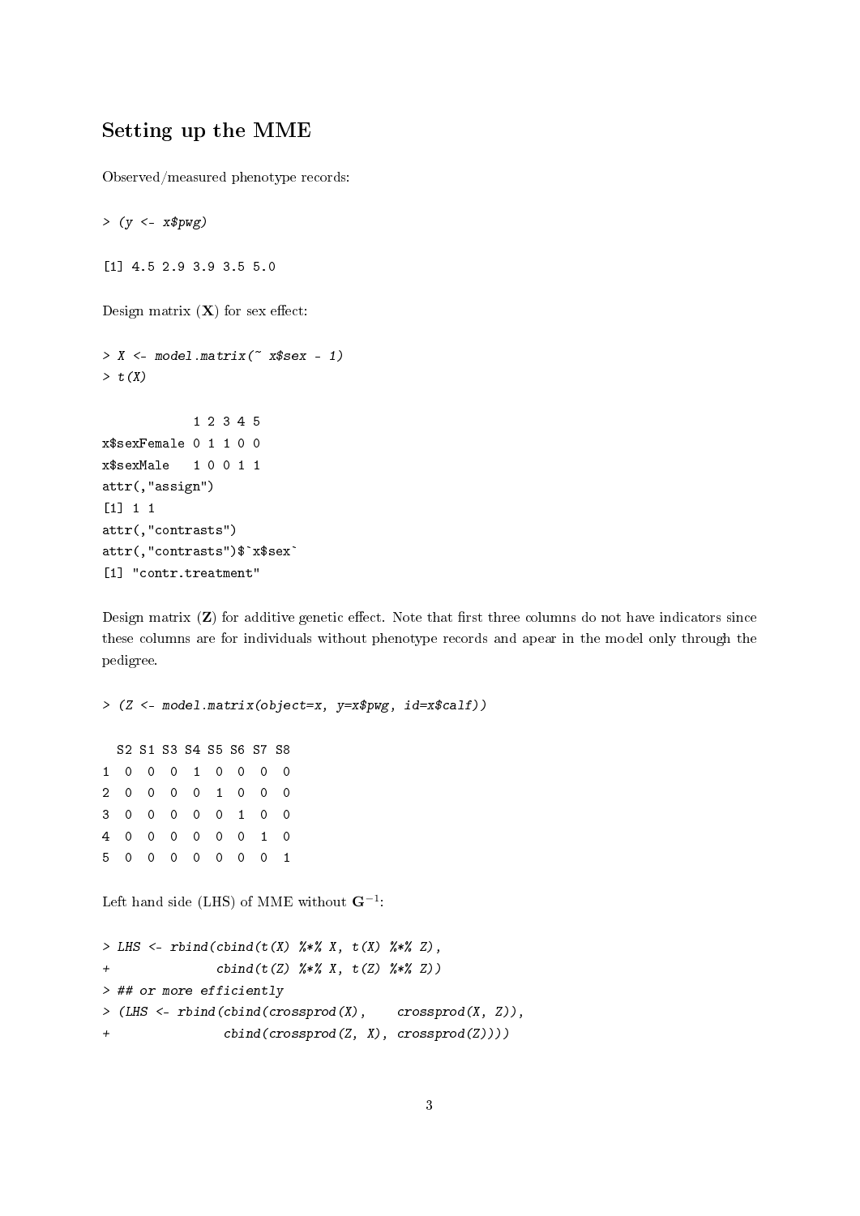## Setting up the MME

Observed/measured phenotype records:

```
> (y <- x$pwg)

[1] 4.5 2.9 3.9 3.5 5.0
```

Design matrix (**X**) for sex effect:

```
> X <- model.matrix(~ x$sex - 1)
> t(X)

            1 2 3 4 5
x$sexFemale 0 1 1 0 0
x$sexMale   1 0 0 1 1
attr(,"assign")
[1] 1 1
attr(,"contrasts")
attr(,"contrasts")$`x$sex`
[1] "contr.treatment"
```

Design matrix (**Z**) for additive genetic effect. Note that first three columns do not have indicators since these columns are for individuals without phenotype records and apear in the model only through the pedigree.

```
> (Z <- model.matrix(object=x, y=x$pwg, id=x$calf))

  S2 S1 S3 S4 S5 S6 S7 S8
1  0  0  0  1  0  0  0  0
2  0  0  0  0  1  0  0  0
3  0  0  0  0  0  1  0  0
4  0  0  0  0  0  0  1  0
5  0  0  0  0  0  0  0  1
```

Left hand side (LHS) of MME without $\mathbf{G}^{-1}$:

```
> LHS <- rbind(cbind(t(X) %*% X, t(X) %*% Z),
+              cbind(t(Z) %*% X, t(Z) %*% Z))
> ## or more efficiently
> (LHS <- rbind(cbind(crossprod(X),    crossprod(X, Z)),
+               cbind(crossprod(Z, X), crossprod(Z))))
```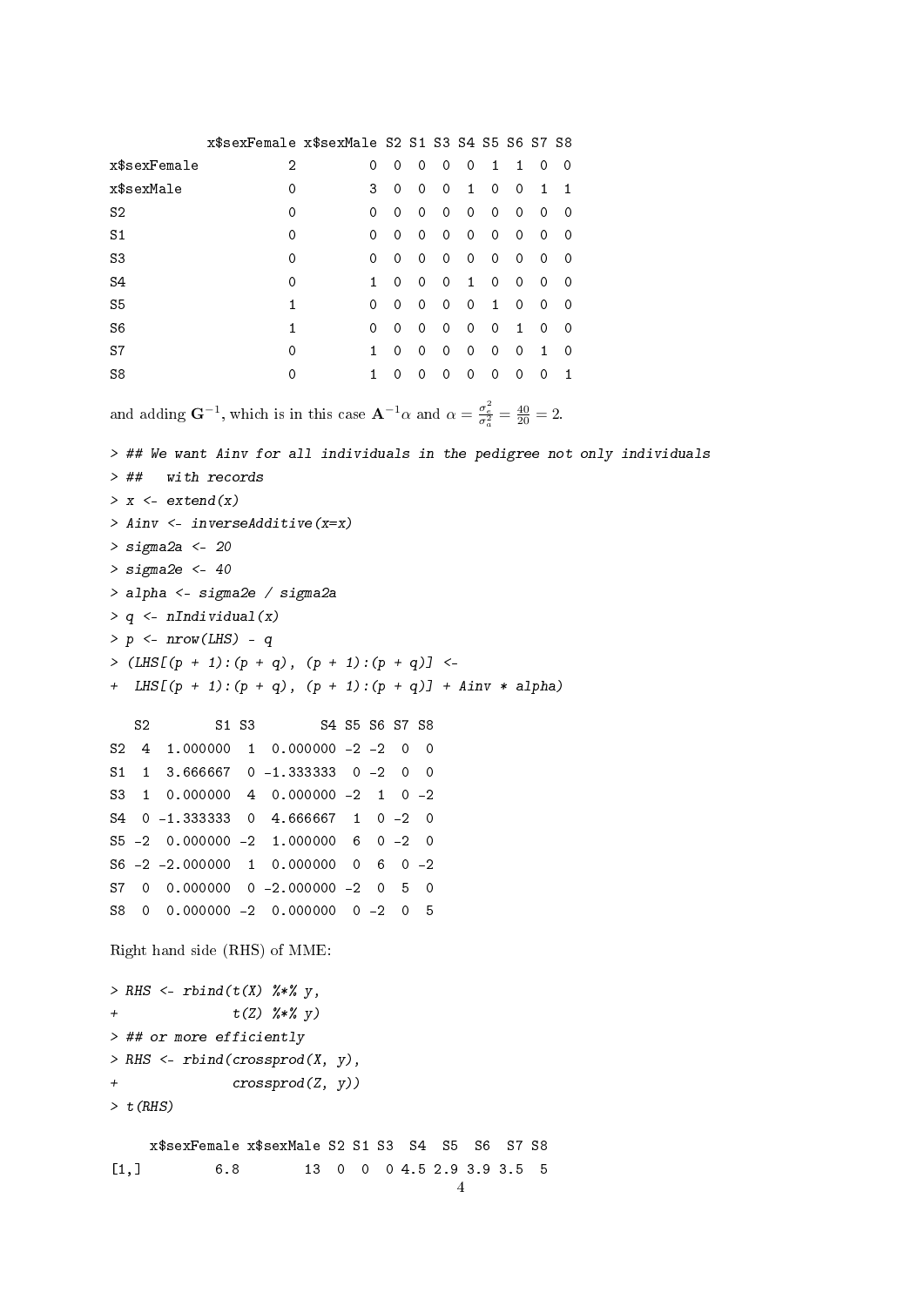```
            x$sexFemale x$sexMale S2 S1 S3 S4 S5 S6 S7 S8
x$sexFemale           2         0  0  0  0  0  1  1  0  0
x$sexMale             0         3  0  0  0  1  0  0  1  1
S2                    0         0  0  0  0  0  0  0  0  0
S1                    0         0  0  0  0  0  0  0  0  0
S3                    0         0  0  0  0  0  0  0  0  0
S4                    0         1  0  0  0  1  0  0  0  0
S5                    1         0  0  0  0  0  1  0  0  0
S6                    1         0  0  0  0  0  0  1  0  0
S7                    0         1  0  0  0  0  0  0  1  0
S8                    0         1  0  0  0  0  0  0  0  1
```

and adding $\mathbf{G}^{-1}$, which is in this case $\mathbf{A}^{-1}\alpha$ and $\alpha = \frac{\sigma_e^2}{\sigma_a^2} = \frac{40}{20} = 2$.

```
> ## We want Ainv for all individuals in the pedigree not only individuals
> ##   with records
> x <- extend(x)
> Ainv <- inverseAdditive(x=x)
> sigma2a <- 20
> sigma2e <- 40
> alpha <- sigma2e / sigma2a
> q <- nIndividual(x)
> p <- nrow(LHS) - q
> (LHS[(p + 1):(p + q), (p + 1):(p + q)] <-
+  LHS[(p + 1):(p + q), (p + 1):(p + q)] + Ainv * alpha)
```

```
   S2        S1 S3        S4 S5 S6 S7 S8
S2  4  1.000000  1  0.000000 -2 -2  0  0
S1  1  3.666667  0 -1.333333  0 -2  0  0
S3  1  0.000000  4  0.000000 -2  1  0 -2
S4  0 -1.333333  0  4.666667  1  0 -2  0
S5 -2  0.000000 -2  1.000000  6  0 -2  0
S6 -2 -2.000000  1  0.000000  0  6  0 -2
S7  0  0.000000  0 -2.000000 -2  0  5  0
S8  0  0.000000 -2  0.000000  0 -2  0  5
```

Right hand side (RHS) of MME:

```
> RHS <- rbind(t(X) %*% y,
+              t(Z) %*% y)
> ## or more efficiently
> RHS <- rbind(crossprod(X, y),
+              crossprod(Z, y))
> t(RHS)
```

```
     x$sexFemale x$sexMale S2 S1 S3  S4  S5  S6  S7 S8
[1,]         6.8        13  0  0  0 4.5 2.9 3.9 3.5  5
```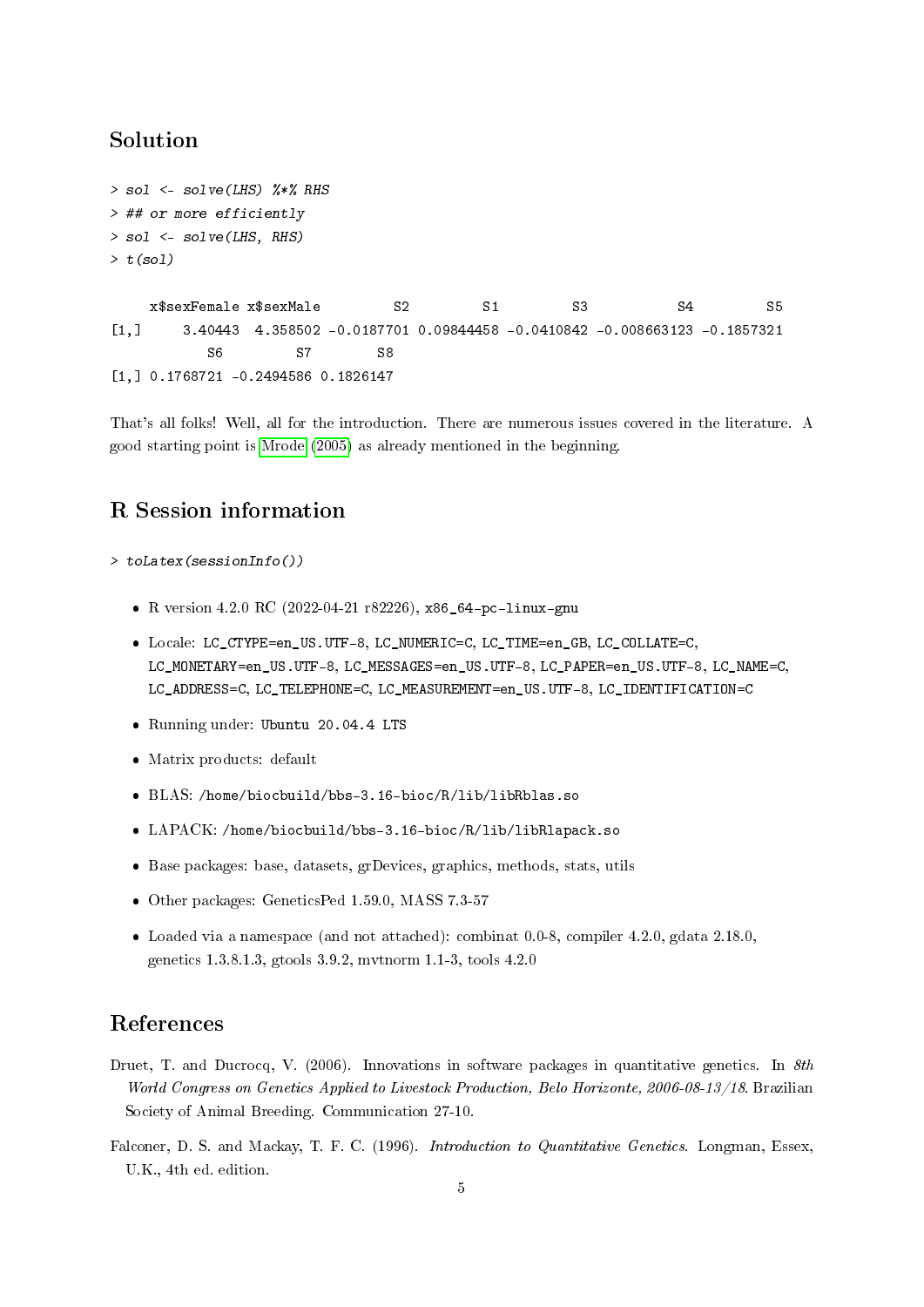## Solution

```
> sol <- solve(LHS) %*% RHS
> ## or more efficiently
> sol <- solve(LHS, RHS)
> t(sol)

     x$sexFemale x$sexMale         S2         S1         S3           S4         S5
[1,]     3.40443  4.358502 -0.0187701 0.09844458 -0.0410842 -0.008663123 -0.1857321
            S6         S7        S8
[1,] 0.1768721 -0.2494586 0.1826147
```

That's all folks! Well, all for the introduction. There are numerous issues covered in the literature. A good starting point is Mrode (2005) as already mentioned in the beginning.

## R Session information

```
> toLatex(sessionInfo())
```

- R version 4.2.0 RC (2022-04-21 r82226), x86_64-pc-linux-gnu
- Locale: LC_CTYPE=en_US.UTF-8, LC_NUMERIC=C, LC_TIME=en_GB, LC_COLLATE=C, LC_MONETARY=en_US.UTF-8, LC_MESSAGES=en_US.UTF-8, LC_PAPER=en_US.UTF-8, LC_NAME=C, LC_ADDRESS=C, LC_TELEPHONE=C, LC_MEASUREMENT=en_US.UTF-8, LC_IDENTIFICATION=C
- Running under: Ubuntu 20.04.4 LTS
- Matrix products: default
- BLAS: /home/biocbuild/bbs-3.16-bioc/R/lib/libRblas.so
- LAPACK: /home/biocbuild/bbs-3.16-bioc/R/lib/libRlapack.so
- Base packages: base, datasets, grDevices, graphics, methods, stats, utils
- Other packages: GeneticsPed 1.59.0, MASS 7.3-57
- Loaded via a namespace (and not attached): combinat 0.0-8, compiler 4.2.0, gdata 2.18.0, genetics 1.3.8.1.3, gtools 3.9.2, mvtnorm 1.1-3, tools 4.2.0

## References

Druet, T. and Ducrocq, V. (2006). Innovations in software packages in quantitative genetics. In *8th World Congress on Genetics Applied to Livestock Production, Belo Horizonte, 2006-08-13/18*. Brazilian Society of Animal Breeding. Communication 27-10.

Falconer, D. S. and Mackay, T. F. C. (1996). *Introduction to Quantitative Genetics*. Longman, Essex, U.K., 4th ed. edition.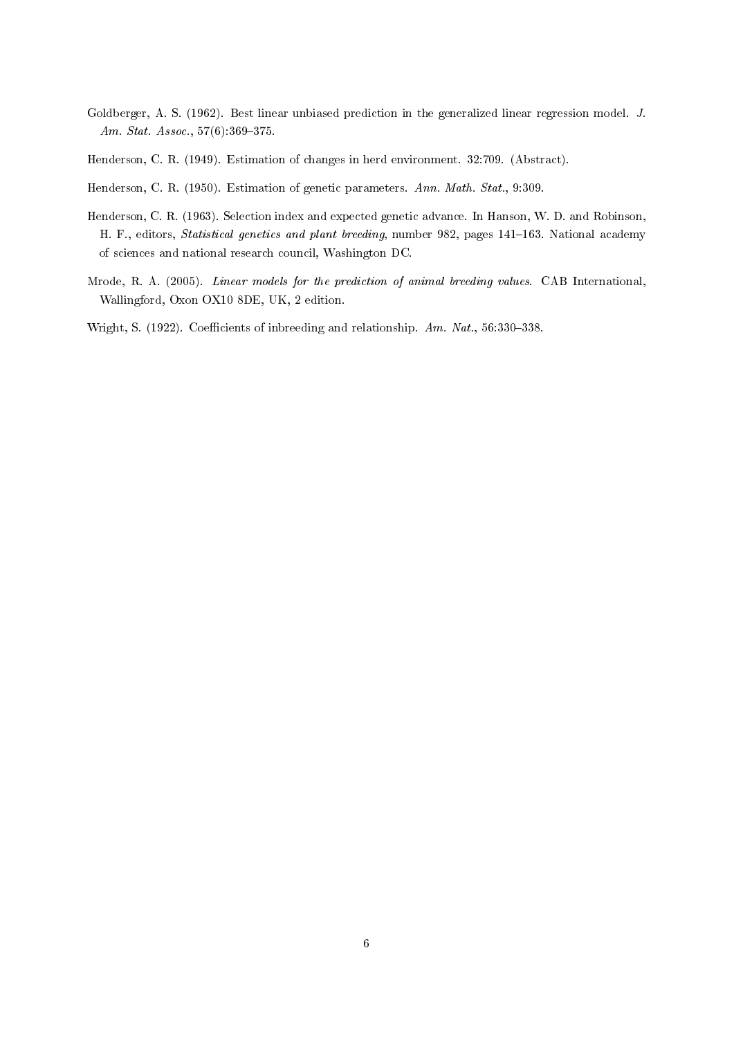Goldberger, A. S. (1962). Best linear unbiased prediction in the generalized linear regression model. *J. Am. Stat. Assoc.*, 57(6):369–375.

Henderson, C. R. (1949). Estimation of changes in herd environment. 32:709. (Abstract).

Henderson, C. R. (1950). Estimation of genetic parameters. *Ann. Math. Stat.*, 9:309.

Henderson, C. R. (1963). Selection index and expected genetic advance. In Hanson, W. D. and Robinson, H. F., editors, *Statistical genetics and plant breeding*, number 982, pages 141–163. National academy of sciences and national research council, Washington DC.

Mrode, R. A. (2005). *Linear models for the prediction of animal breeding values*. CAB International, Wallingford, Oxon OX10 8DE, UK, 2 edition.

Wright, S. (1922). Coefficients of inbreeding and relationship. *Am. Nat.*, 56:330–338.